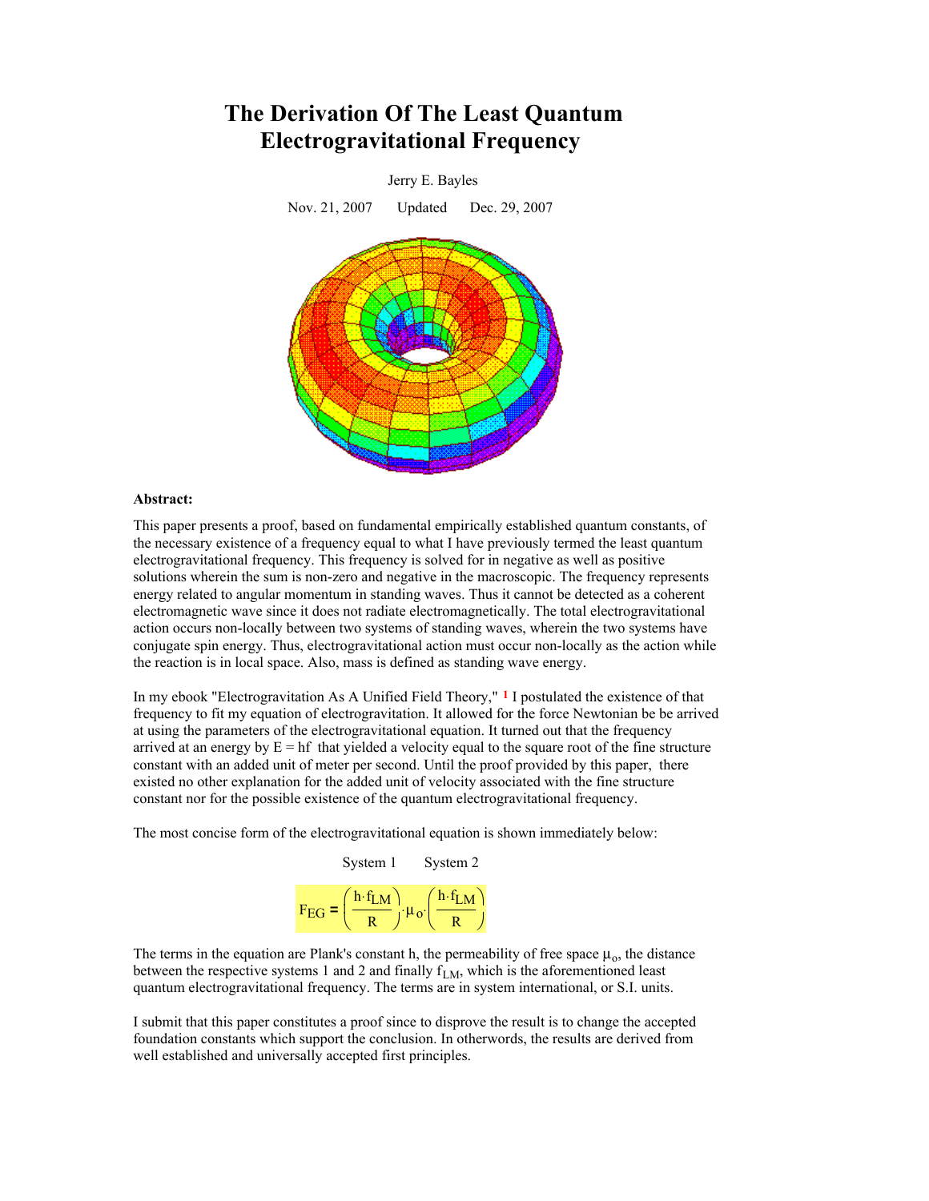# The Derivation Of The Least Quantum Electrogravitational Frequency

Jerry E. Bayles

Nov. 21, 2007 Updated Dec. 29, 2007

**Abstract:**

This paper presents a proof, based on fundamental empirically established quantum constants, of the necessary existence of a frequency equal to what I have previously termed the least quantum electrogravitational frequency. This frequency is solved for in negative as well as positive solutions wherein the sum is non-zero and negative in the macroscopic. The frequency represents energy related to angular momentum in standing waves. Thus it cannot be detected as a coherent electromagnetic wave since it does not radiate electromagnetically. The total electrogravitational action occurs non-locally between two systems of standing waves, wherein the two systems have conjugate spin energy. Thus, electrogravitational action must occur non-locally as the action while the reaction is in local space. Also, mass is defined as standing wave energy.

In my ebook "Electrogravitation As A Unified Field Theory," [1] I postulated the existence of that frequency to fit my equation of electrogravitation. It allowed for the force Newtonian be be arrived at using the parameters of the electrogravitational equation. It turned out that the frequency arrived at an energy by E = hf that yielded a velocity equal to the square root of the fine structure constant with an added unit of meter per second. Until the proof provided by this paper, there existed no other explanation for the added unit of velocity associated with the fine structure constant nor for the possible existence of the quantum electrogravitational frequency.

The most concise form of the electrogravitational equation is shown immediately below:

System 1 System 2

$$F_{EG} = \left(\frac{h \cdot f_{LM}}{R}\right) \cdot \mu_o \cdot \left(\frac{h \cdot f_{LM}}{R}\right)$$

The terms in the equation are Plank's constant h, the permeability of free space $\mu_o$, the distance between the respective systems 1 and 2 and finally $f_{LM}$, which is the aforementioned least quantum electrogravitational frequency. The terms are in system international, or S.I. units.

I submit that this paper constitutes a proof since to disprove the result is to change the accepted foundation constants which support the conclusion. In otherwords, the results are derived from well established and universally accepted first principles.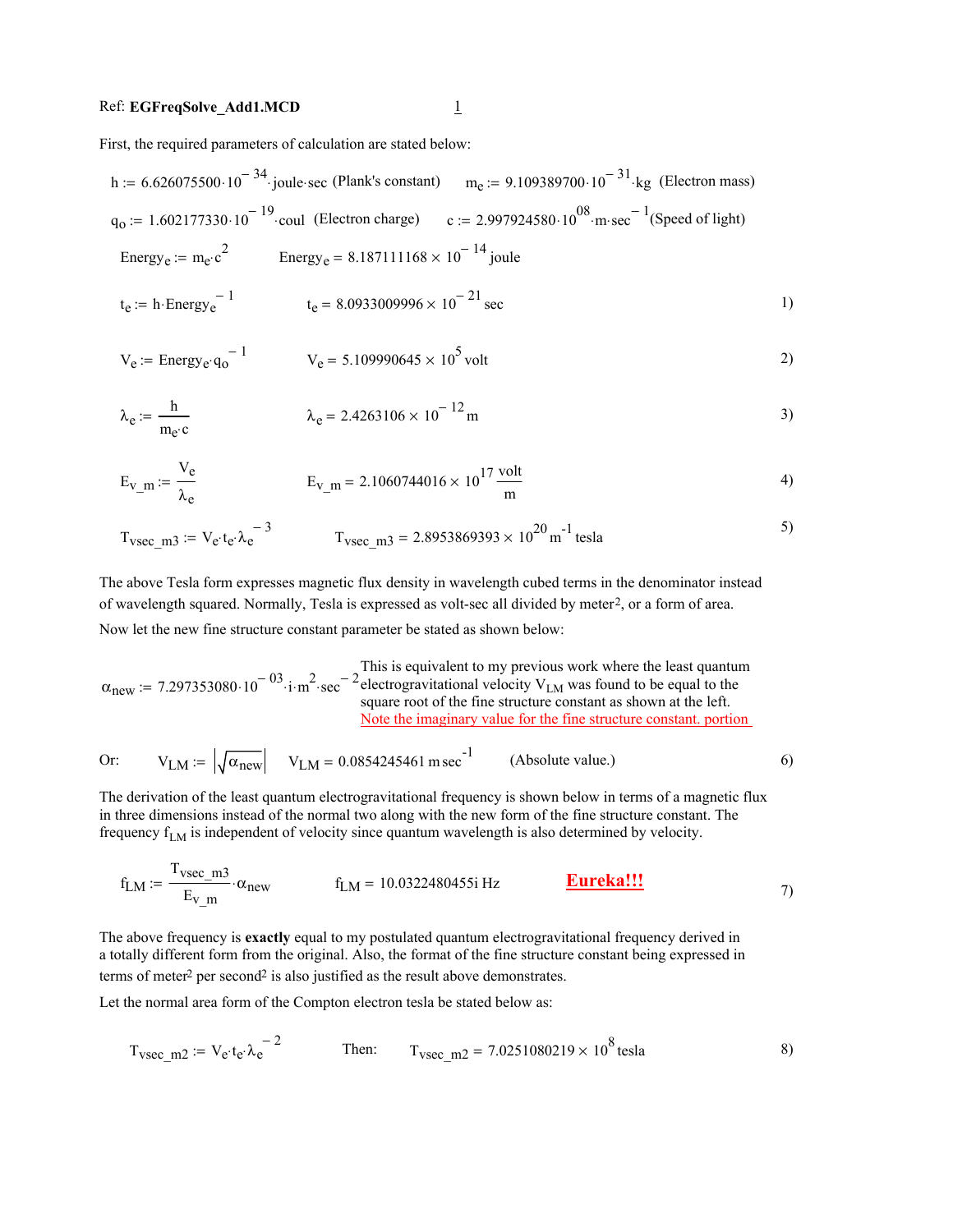Ref: **EGFreqSolve_Add1.MCD**

First, the required parameters of calculation are stated below:

$h := 6.626075500 \cdot 10^{-34} \cdot \text{joule} \cdot \text{sec}$ (Plank's constant) $\quad m_e := 9.109389700 \cdot 10^{-31} \cdot \text{kg}$ (Electron mass)

$q_o := 1.602177330 \cdot 10^{-19} \cdot \text{coul}$ (Electron charge) $\quad c := 2.997924580 \cdot 10^{08} \cdot \text{m} \cdot \text{sec}^{-1}$ (Speed of light)

$$\text{Energy}_e := m_e \cdot c^2 \qquad \text{Energy}_e = 8.187111168 \times 10^{-14} \,\text{joule}$$

$$t_e := h \cdot \text{Energy}_e^{-1} \qquad t_e = 8.0933009996 \times 10^{-21} \,\text{sec} \qquad 1)$$

$$V_e := \text{Energy}_e \cdot q_o^{-1} \qquad V_e = 5.109990645 \times 10^{5} \,\text{volt} \qquad 2)$$

$$\lambda_e := \frac{h}{m_e \cdot c} \qquad \lambda_e = 2.4263106 \times 10^{-12} \,\text{m} \qquad 3)$$

$$E_{v\_m} := \frac{V_e}{\lambda_e} \qquad E_{v\_m} = 2.1060744016 \times 10^{17} \,\frac{\text{volt}}{\text{m}} \qquad 4)$$

$$T_{vsec\_m3} := V_e \cdot t_e \cdot \lambda_e^{-3} \qquad T_{vsec\_m3} = 2.8953869393 \times 10^{20} \,\text{m}^{-1} \,\text{tesla} \qquad 5)$$

The above Tesla form expresses magnetic flux density in wavelength cubed terms in the denominator instead of wavelength squared. Normally, Tesla is expressed as volt-sec all divided by meter², or a form of area.

Now let the new fine structure constant parameter be stated as shown below:

$$\alpha_{new} := 7.297353080 \cdot 10^{-03} \cdot i \cdot \text{m}^2 \cdot \text{sec}^{-2}$$

This is equivalent to my previous work where the least quantum electrogravitational velocity $V_{LM}$ was found to be equal to the square root of the fine structure constant as shown at the left. Note the imaginary value for the fine structure constant. portion

Or: $$V_{LM} := \left|\sqrt{\alpha_{new}}\right| \qquad V_{LM} = 0.0854245461 \,\text{m}\,\text{sec}^{-1} \qquad \text{(Absolute value.)} \qquad 6)$$

The derivation of the least quantum electrogravitational frequency is shown below in terms of a magnetic flux in three dimensions instead of the normal two along with the new form of the fine structure constant. The frequency $f_{LM}$ is independent of velocity since quantum wavelength is also determined by velocity.

$$f_{LM} := \frac{T_{vsec\_m3}}{E_{v\_m}} \cdot \alpha_{new} \qquad f_{LM} = 10.0322480455i \,\text{Hz} \qquad \textbf{Eureka!!!} \qquad 7)$$

The above frequency is **exactly** equal to my postulated quantum electrogravitational frequency derived in a totally different form from the original. Also, the format of the fine structure constant being expressed in terms of meter² per second² is also justified as the result above demonstrates.

Let the normal area form of the Compton electron tesla be stated below as:

$$T_{vsec\_m2} := V_e \cdot t_e \cdot \lambda_e^{-2} \qquad \text{Then:} \qquad T_{vsec\_m2} = 7.0251080219 \times 10^{8} \,\text{tesla} \qquad 8)$$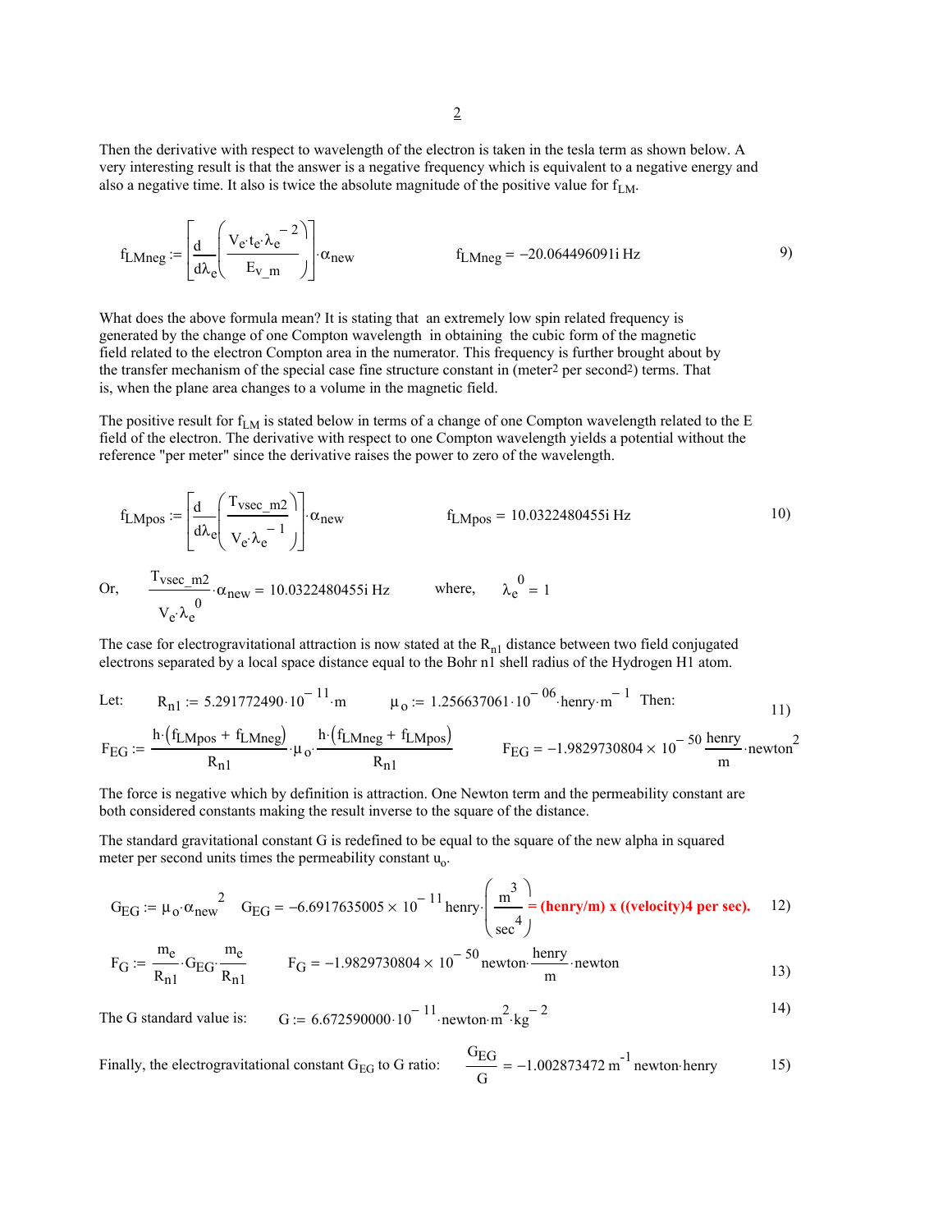Then the derivative with respect to wavelength of the electron is taken in the tesla term as shown below. A very interesting result is that the answer is a negative frequency which is equivalent to a negative energy and also a negative time. It also is twice the absolute magnitude of the positive value for $f_{LM}$.

$$f_{LMneg} := \left[\frac{d}{d\lambda_e}\left(\frac{V_e \cdot t_e \cdot \lambda_e^{-2}}{E_{v\_m}}\right)\right] \cdot \alpha_{new} \qquad f_{LMneg} = -20.064496091i\ \text{Hz} \tag{9}$$

What does the above formula mean? It is stating that an extremely low spin related frequency is generated by the change of one Compton wavelength in obtaining the cubic form of the magnetic field related to the electron Compton area in the numerator. This frequency is further brought about by the transfer mechanism of the special case fine structure constant in (meter$^2$ per second$^2$) terms. That is, when the plane area changes to a volume in the magnetic field.

The positive result for $f_{LM}$ is stated below in terms of a change of one Compton wavelength related to the E field of the electron. The derivative with respect to one Compton wavelength yields a potential without the reference "per meter" since the derivative raises the power to zero of the wavelength.

$$f_{LMpos} := \left[\frac{d}{d\lambda_e}\left(\frac{T_{vsec\_m2}}{V_e \cdot \lambda_e^{-1}}\right)\right] \cdot \alpha_{new} \qquad f_{LMpos} = 10.0322480455i\ \text{Hz} \tag{10}$$

Or, $\quad \dfrac{T_{vsec\_m2}}{V_e \cdot \lambda_e^{0}} \cdot \alpha_{new} = 10.0322480455i\ \text{Hz} \qquad$ where, $\quad \lambda_e^{0} = 1$

The case for electrogravitational attraction is now stated at the $R_{n1}$ distance between two field conjugated electrons separated by a local space distance equal to the Bohr n1 shell radius of the Hydrogen H1 atom.

Let: $\quad R_{n1} := 5.291772490 \cdot 10^{-11} \cdot \text{m} \qquad \mu_o := 1.256637061 \cdot 10^{-06} \cdot \text{henry} \cdot \text{m}^{-1}\quad$ Then:

$$F_{EG} := \frac{h \cdot (f_{LMpos} + f_{LMneg})}{R_{n1}} \cdot \mu_o \cdot \frac{h \cdot (f_{LMneg} + f_{LMpos})}{R_{n1}} \qquad F_{EG} = -1.9829730804 \times 10^{-50}\ \frac{\text{henry}}{\text{m}} \cdot \text{newton}^2 \tag{11}$$

The force is negative which by definition is attraction. One Newton term and the permeability constant are both considered constants making the result inverse to the square of the distance.

The standard gravitational constant G is redefined to be equal to the square of the new alpha in squared meter per second units times the permeability constant $u_o$.

$$G_{EG} := \mu_o \cdot \alpha_{new}^{2} \qquad G_{EG} = -6.6917635005 \times 10^{-11}\ \text{henry} \cdot \left(\frac{\text{m}^3}{\text{sec}^4}\right) \tag{12}$$

**= (henry/m) x ((velocity)4 per sec).**

$$F_G := \frac{m_e}{R_{n1}} \cdot G_{EG} \cdot \frac{m_e}{R_{n1}} \qquad F_G = -1.9829730804 \times 10^{-50}\ \text{newton} \cdot \frac{\text{henry}}{\text{m}} \cdot \text{newton} \tag{13}$$

The G standard value is: $\quad G := 6.672590000 \cdot 10^{-11} \cdot \text{newton} \cdot \text{m}^2 \cdot \text{kg}^{-2}$ (14)

Finally, the electrogravitational constant $G_{EG}$ to G ratio: $\quad \dfrac{G_{EG}}{G} = -1.002873472\ \text{m}^{-1}\ \text{newton} \cdot \text{henry}$ (15)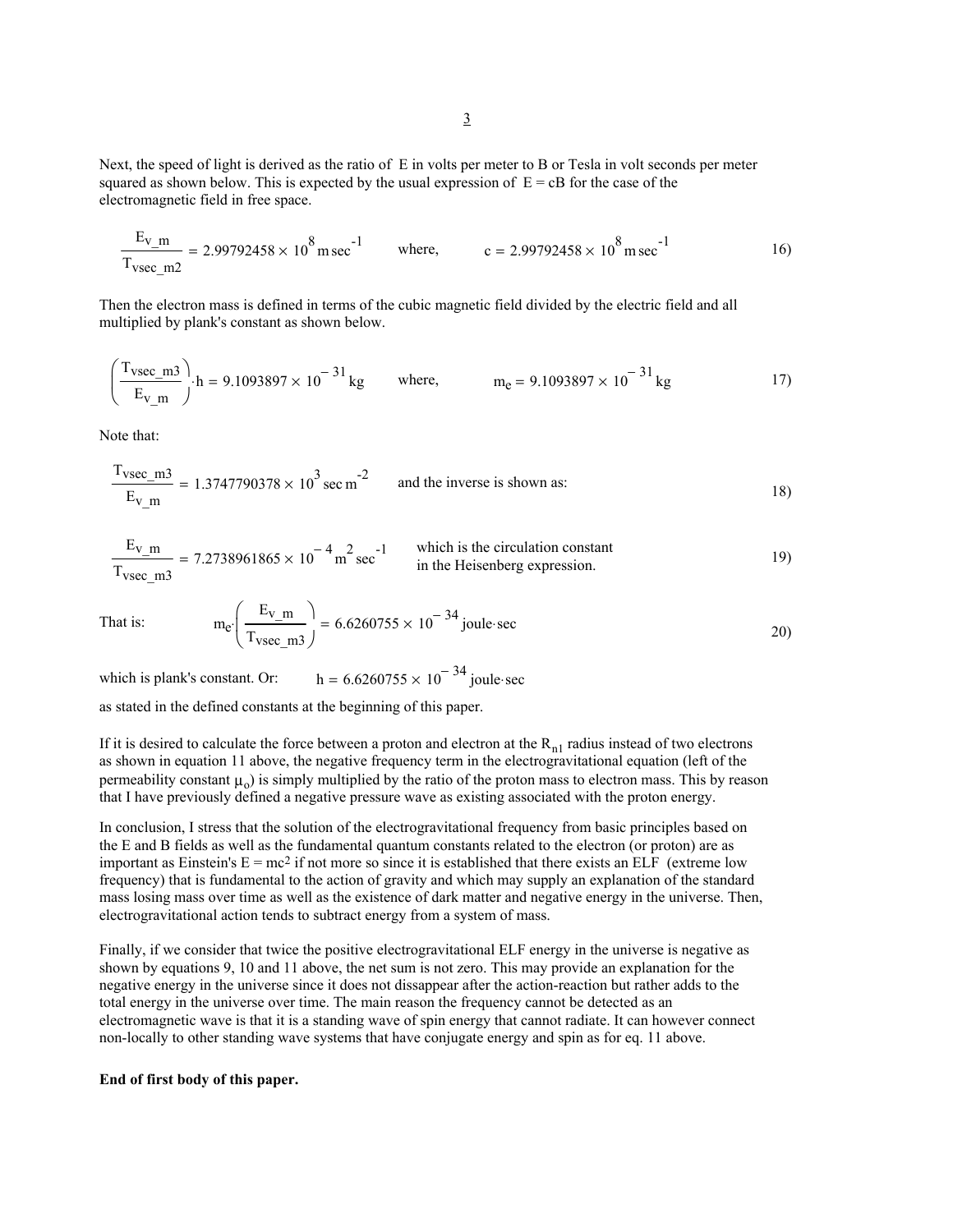Next, the speed of light is derived as the ratio of E in volts per meter to B or Tesla in volt seconds per meter squared as shown below. This is expected by the usual expression of $E = cB$ for the case of the electromagnetic field in free space.

$$\frac{E_{v\_m}}{T_{vsec\_m2}} = 2.99792458 \times 10^{8} \, m \, sec^{-1} \qquad \text{where,} \qquad c = 2.99792458 \times 10^{8} \, m \, sec^{-1} \tag{16}$$

Then the electron mass is defined in terms of the cubic magnetic field divided by the electric field and all multiplied by plank's constant as shown below.

$$\left(\frac{T_{vsec\_m3}}{E_{v\_m}}\right) \cdot h = 9.1093897 \times 10^{-31} \, kg \qquad \text{where,} \qquad m_e = 9.1093897 \times 10^{-31} \, kg \tag{17}$$

Note that:

$$\frac{T_{vsec\_m3}}{E_{v\_m}} = 1.3747790378 \times 10^{3} \, sec \, m^{-2} \qquad \text{and the inverse is shown as:} \tag{18}$$

$$\frac{E_{v\_m}}{T_{vsec\_m3}} = 7.2738961865 \times 10^{-4} \, m^{2} \, sec^{-1} \qquad \text{which is the circulation constant in the Heisenberg expression.} \tag{19}$$

That is:

$$m_e \cdot \left(\frac{E_{v\_m}}{T_{vsec\_m3}}\right) = 6.6260755 \times 10^{-34} \, joule \cdot sec \tag{20}$$

which is plank's constant. Or: $h = 6.6260755 \times 10^{-34} \, joule \cdot sec$

as stated in the defined constants at the beginning of this paper.

If it is desired to calculate the force between a proton and electron at the $R_{n1}$ radius instead of two electrons as shown in equation 11 above, the negative frequency term in the electrogravitational equation (left of the permeability constant $\mu_o$) is simply multiplied by the ratio of the proton mass to electron mass. This by reason that I have previously defined a negative pressure wave as existing associated with the proton energy.

In conclusion, I stress that the solution of the electrogravitational frequency from basic principles based on the E and B fields as well as the fundamental quantum constants related to the electron (or proton) are as important as Einstein's $E = mc^2$ if not more so since it is established that there exists an ELF (extreme low frequency) that is fundamental to the action of gravity and which may supply an explanation of the standard mass losing mass over time as well as the existence of dark matter and negative energy in the universe. Then, electrogravitational action tends to subtract energy from a system of mass.

Finally, if we consider that twice the positive electrogravitational ELF energy in the universe is negative as shown by equations 9, 10 and 11 above, the net sum is not zero. This may provide an explanation for the negative energy in the universe since it does not dissappear after the action-reaction but rather adds to the total energy in the universe over time. The main reason the frequency cannot be detected as an electromagnetic wave is that it is a standing wave of spin energy that cannot radiate. It can however connect non-locally to other standing wave systems that have conjugate energy and spin as for eq. 11 above.

**End of first body of this paper.**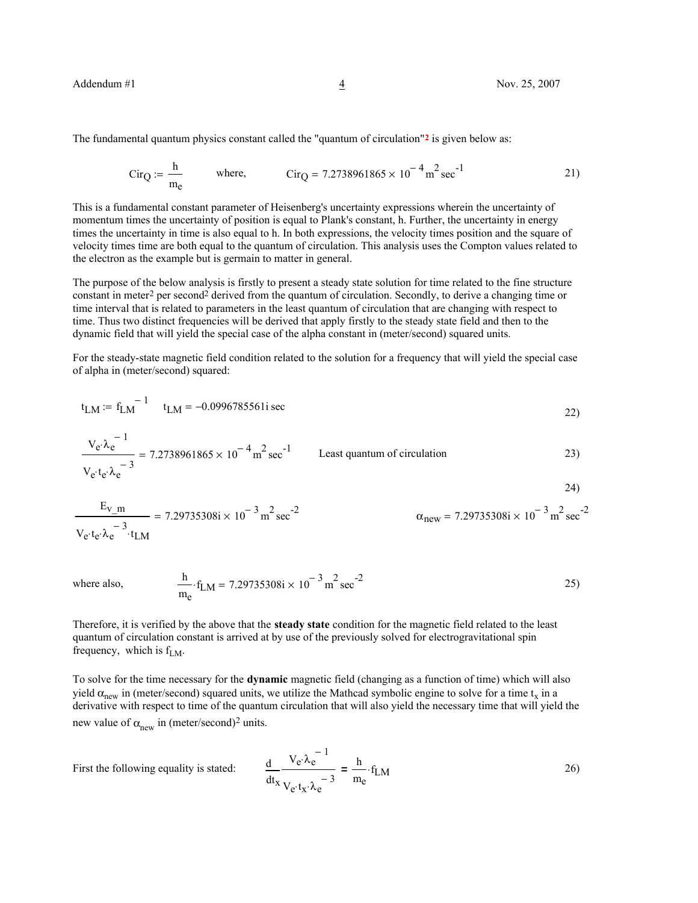The fundamental quantum physics constant called the "quantum of circulation"[2] is given below as:

$$Cir_Q := \frac{h}{m_e} \qquad \text{where,} \qquad Cir_Q = 7.2738961865 \times 10^{-4}\, m^2\, sec^{-1} \tag{21}$$

This is a fundamental constant parameter of Heisenberg's uncertainty expressions wherein the uncertainty of momentum times the uncertainty of position is equal to Plank's constant, h. Further, the uncertainty in energy times the uncertainty in time is also equal to h. In both expressions, the velocity times position and the square of velocity times time are both equal to the quantum of circulation. This analysis uses the Compton values related to the electron as the example but is germain to matter in general.

The purpose of the below analysis is firstly to present a steady state solution for time related to the fine structure constant in meter[2] per second[2] derived from the quantum of circulation. Secondly, to derive a changing time or time interval that is related to parameters in the least quantum of circulation that are changing with respect to time. Thus two distinct frequencies will be derived that apply firstly to the steady state field and then to the dynamic field that will yield the special case of the alpha constant in (meter/second) squared units.

For the steady-state magnetic field condition related to the solution for a frequency that will yield the special case of alpha in (meter/second) squared:

$$t_{LM} := f_{LM}^{-1} \qquad t_{LM} = -0.0996785561i\, sec \tag{22}$$

$$\frac{V_e \cdot \lambda_e^{-1}}{V_e \cdot t_e \cdot \lambda_e^{-3}} = 7.2738961865 \times 10^{-4}\, m^2\, sec^{-1} \qquad \text{Least quantum of circulation} \tag{23}$$

$$\frac{E_{v\_m}}{V_e \cdot t_e \cdot \lambda_e^{-3} \cdot t_{LM}} = 7.29735308i \times 10^{-3}\, m^2\, sec^{-2} \qquad \alpha_{new} = 7.29735308i \times 10^{-3}\, m^2\, sec^{-2} \tag{24}$$

where also,

$$\frac{h}{m_e} \cdot f_{LM} = 7.29735308i \times 10^{-3}\, m^2\, sec^{-2} \tag{25}$$

Therefore, it is verified by the above that the **steady state** condition for the magnetic field related to the least quantum of circulation constant is arrived at by use of the previously solved for electrogravitational spin frequency, which is $f_{LM}$.

To solve for the time necessary for the **dynamic** magnetic field (changing as a function of time) which will also yield $\alpha_{new}$ in (meter/second) squared units, we utilize the Mathcad symbolic engine to solve for a time $t_x$ in a derivative with respect to time of the quantum circulation that will also yield the necessary time that will yield the new value of $\alpha_{new}$ in (meter/second)[2] units.

First the following equality is stated:

$$\frac{d}{dt_x} \frac{V_e \cdot \lambda_e^{-1}}{V_e \cdot t_x \cdot \lambda_e^{-3}} = \frac{h}{m_e} \cdot f_{LM} \tag{26}$$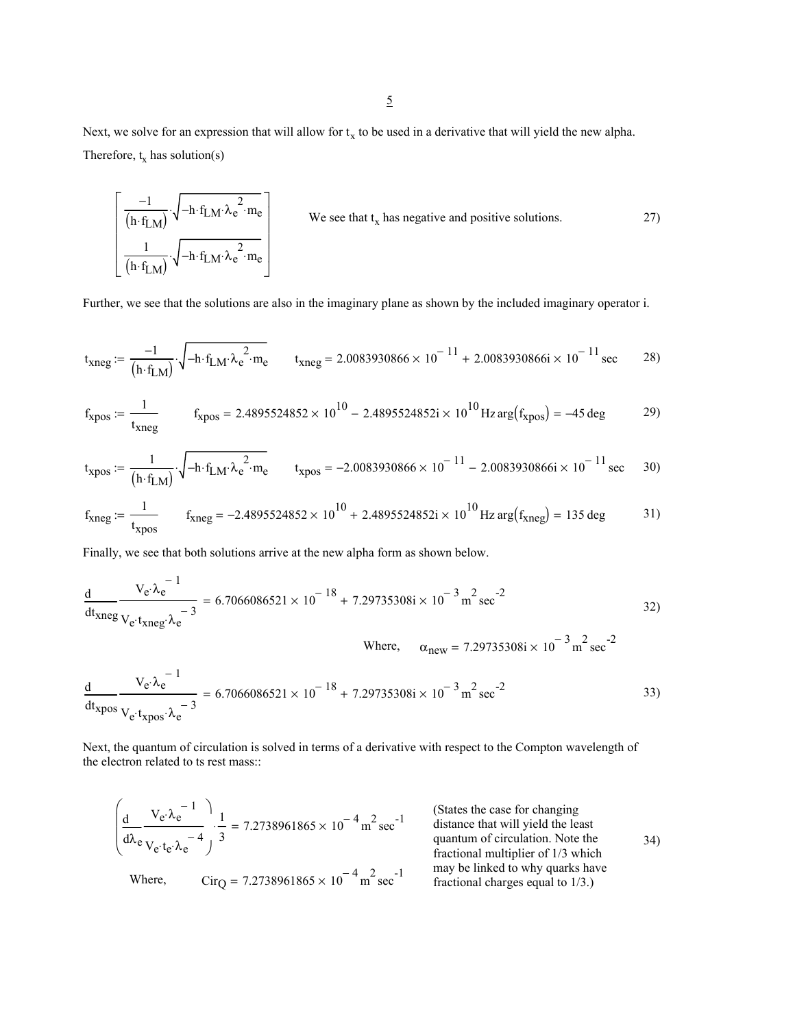Next, we solve for an expression that will allow for $t_x$ to be used in a derivative that will yield the new alpha. Therefore, $t_x$ has solution(s)

$$\begin{bmatrix} \dfrac{-1}{(h \cdot f_{LM})} \cdot \sqrt{-h \cdot f_{LM} \cdot \lambda_e^{2} \cdot m_e} \\ \dfrac{1}{(h \cdot f_{LM})} \cdot \sqrt{-h \cdot f_{LM} \cdot \lambda_e^{2} \cdot m_e} \end{bmatrix} \qquad \text{We see that } t_x \text{ has negative and positive solutions.} \qquad 27)$$

Further, we see that the solutions are also in the imaginary plane as shown by the included imaginary operator i.

$$t_{xneg} := \frac{-1}{(h \cdot f_{LM})} \cdot \sqrt{-h \cdot f_{LM} \cdot \lambda_e^{2} \cdot m_e} \qquad t_{xneg} = 2.0083930866 \times 10^{-11} + 2.0083930866i \times 10^{-11} \,\text{sec} \qquad 28)$$

$$f_{xpos} := \frac{1}{t_{xneg}} \qquad f_{xpos} = 2.4895524852 \times 10^{10} - 2.4895524852i \times 10^{10} \,\text{Hz} \quad \arg(f_{xpos}) = -45 \,\text{deg} \qquad 29)$$

$$t_{xpos} := \frac{1}{(h \cdot f_{LM})} \cdot \sqrt{-h \cdot f_{LM} \cdot \lambda_e^{2} \cdot m_e} \qquad t_{xpos} = -2.0083930866 \times 10^{-11} - 2.0083930866i \times 10^{-11} \,\text{sec} \qquad 30)$$

$$f_{xneg} := \frac{1}{t_{xpos}} \qquad f_{xneg} = -2.4895524852 \times 10^{10} + 2.4895524852i \times 10^{10} \,\text{Hz} \quad \arg(f_{xneg}) = 135 \,\text{deg} \qquad 31)$$

Finally, we see that both solutions arrive at the new alpha form as shown below.

$$\frac{d}{dt_{xneg}} \frac{V_e \cdot \lambda_e^{-1}}{V_e \cdot t_{xneg} \cdot \lambda_e^{-3}} = 6.7066086521 \times 10^{-18} + 7.29735308i \times 10^{-3} \,\text{m}^2 \,\text{sec}^{-2} \qquad 32)$$

Where, $\alpha_{new} = 7.29735308i \times 10^{-3} \,\text{m}^2 \,\text{sec}^{-2}$

$$\frac{d}{dt_{xpos}} \frac{V_e \cdot \lambda_e^{-1}}{V_e \cdot t_{xpos} \cdot \lambda_e^{-3}} = 6.7066086521 \times 10^{-18} + 7.29735308i \times 10^{-3} \,\text{m}^2 \,\text{sec}^{-2} \qquad 33)$$

Next, the quantum of circulation is solved in terms of a derivative with respect to the Compton wavelength of the electron related to ts rest mass::

$$\left( \frac{d}{d\lambda_e} \frac{V_e \cdot \lambda_e^{-1}}{V_e \cdot t_e \cdot \lambda_e^{-4}} \right) \cdot \frac{1}{3} = 7.2738961865 \times 10^{-4} \,\text{m}^2 \,\text{sec}^{-1} \qquad 34)$$

Where, $Cir_Q = 7.2738961865 \times 10^{-4} \,\text{m}^2 \,\text{sec}^{-1}$

(States the case for changing distance that will yield the least quantum of circulation. Note the fractional multiplier of 1/3 which may be linked to why quarks have fractional charges equal to 1/3.)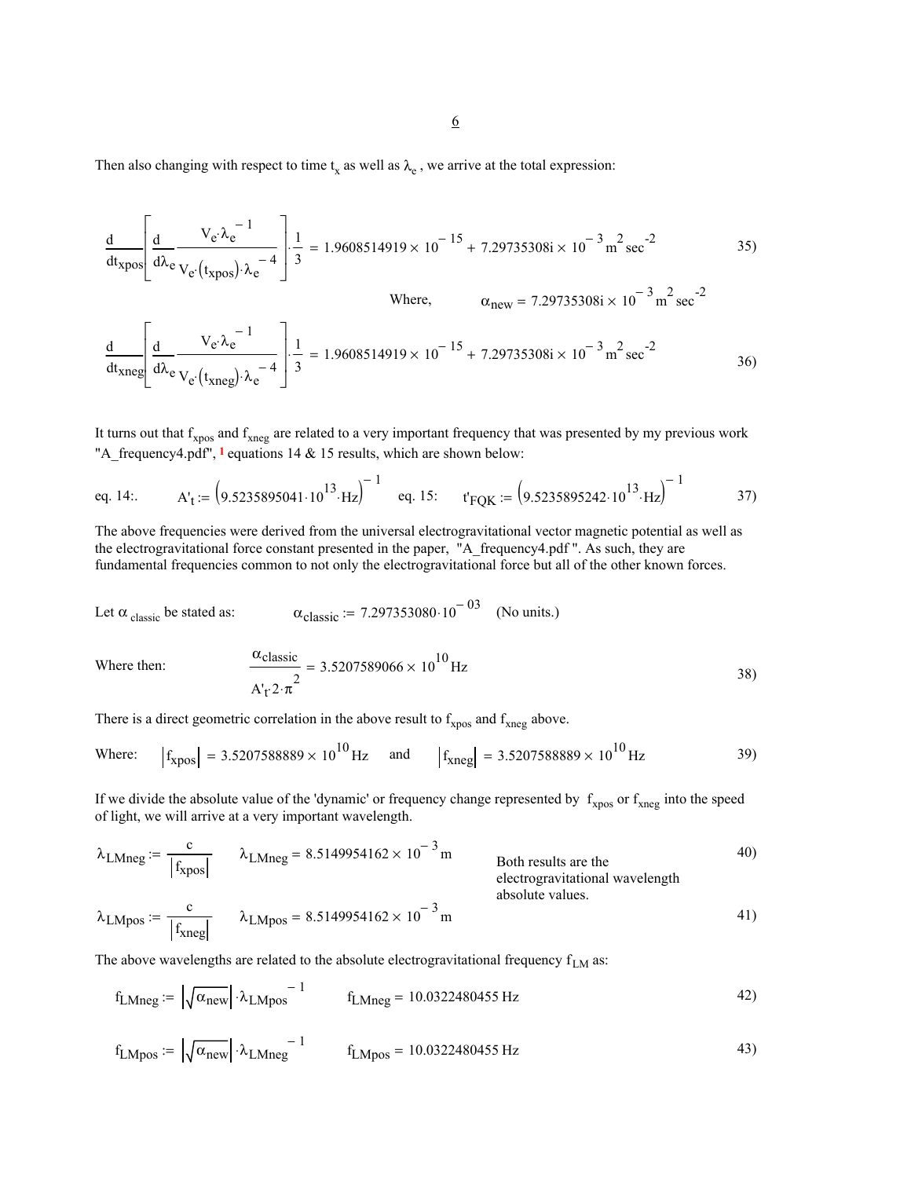Then also changing with respect to time $t_x$ as well as $\lambda_e$ , we arrive at the total expression:

$$\frac{d}{dt_{xpos}}\left[\frac{d}{d\lambda_e}\frac{V_e\cdot\lambda_e^{-1}}{V_e\cdot(t_{xpos})\cdot\lambda_e^{-4}}\right]\cdot\frac{1}{3} = 1.9608514919\times 10^{-15} + 7.29735308i\times 10^{-3}\,m^2\,sec^{-2} \tag{35)}$$

Where, $\alpha_{new} = 7.29735308i\times 10^{-3}\,m^2\,sec^{-2}$

$$\frac{d}{dt_{xneg}}\left[\frac{d}{d\lambda_e}\frac{V_e\cdot\lambda_e^{-1}}{V_e\cdot(t_{xneg})\cdot\lambda_e^{-4}}\right]\cdot\frac{1}{3} = 1.9608514919\times 10^{-15} + 7.29735308i\times 10^{-3}\,m^2\,sec^{-2} \tag{36)}$$

It turns out that $f_{xpos}$ and $f_{xneg}$ are related to a very important frequency that was presented by my previous work "A_frequency4.pdf", [1] equations 14 & 15 results, which are shown below:

$$\text{eq. 14:.}\quad A'_t := \left(9.5235895041\cdot 10^{13}\cdot Hz\right)^{-1} \qquad \text{eq. 15:}\quad t'_{FQK} := \left(9.5235895242\cdot 10^{13}\cdot Hz\right)^{-1} \tag{37)}$$

The above frequencies were derived from the universal electrogravitational vector magnetic potential as well as the electrogravitational force constant presented in the paper, "A_frequency4.pdf ". As such, they are fundamental frequencies common to not only the electrogravitational force but all of the other known forces.

Let $\alpha_{classic}$ be stated as: $\alpha_{classic} := 7.297353080\cdot 10^{-03}$ (No units.)

Where then:

$$\frac{\alpha_{classic}}{A'_t\cdot 2\cdot\pi^2} = 3.5207589066\times 10^{10}\,Hz \tag{38)}$$

There is a direct geometric correlation in the above result to $f_{xpos}$ and $f_{xneg}$ above.

$$\text{Where:}\quad \left|f_{xpos}\right| = 3.5207588889\times 10^{10}\,Hz \quad\text{and}\quad \left|f_{xneg}\right| = 3.5207588889\times 10^{10}\,Hz \tag{39)}$$

If we divide the absolute value of the 'dynamic' or frequency change represented by $f_{xpos}$ or $f_{xneg}$ into the speed of light, we will arrive at a very important wavelength.

$$\lambda_{LMneg} := \frac{c}{\left|f_{xpos}\right|} \qquad \lambda_{LMneg} = 8.5149954162\times 10^{-3}\,m \tag{40)}$$

$$\lambda_{LMpos} := \frac{c}{\left|f_{xneg}\right|} \qquad \lambda_{LMpos} = 8.5149954162\times 10^{-3}\,m \tag{41)}$$

Both results are the electrogravitational wavelength absolute values.

The above wavelengths are related to the absolute electrogravitational frequency $f_{LM}$ as:

$$f_{LMneg} := \left|\sqrt{\alpha_{new}}\right|\cdot\lambda_{LMpos}^{-1} \qquad f_{LMneg} = 10.0322480455\,Hz \tag{42)}$$

$$f_{LMpos} := \left|\sqrt{\alpha_{new}}\right|\cdot\lambda_{LMneg}^{-1} \qquad f_{LMpos} = 10.0322480455\,Hz \tag{43)}$$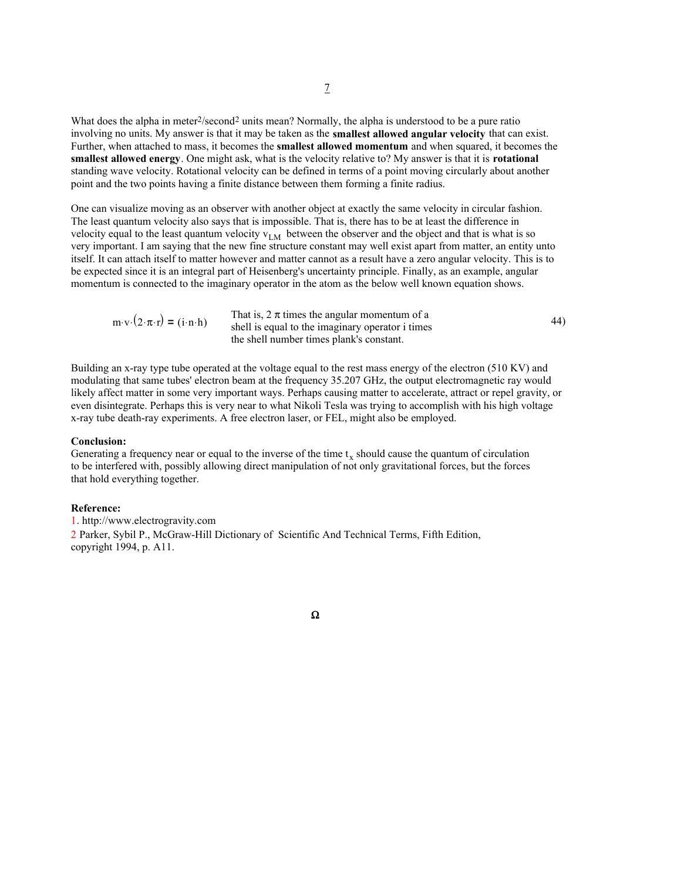What does the alpha in meter²/second² units mean? Normally, the alpha is understood to be a pure ratio involving no units. My answer is that it may be taken as the **smallest allowed angular velocity** that can exist. Further, when attached to mass, it becomes the **smallest allowed momentum** and when squared, it becomes the **smallest allowed energy**. One might ask, what is the velocity relative to? My answer is that it is **rotational** standing wave velocity. Rotational velocity can be defined in terms of a point moving circularly about another point and the two points having a finite distance between them forming a finite radius.

One can visualize moving as an observer with another object at exactly the same velocity in circular fashion. The least quantum velocity also says that is impossible. That is, there has to be at least the difference in velocity equal to the least quantum velocity $v_{LM}$ between the observer and the object and that is what is so very important. I am saying that the new fine structure constant may well exist apart from matter, an entity unto itself. It can attach itself to matter however and matter cannot as a result have a zero angular velocity. This is to be expected since it is an integral part of Heisenberg's uncertainty principle. Finally, as an example, angular momentum is connected to the imaginary operator in the atom as the below well known equation shows.

$$m \cdot v \cdot (2 \cdot \pi \cdot r) = (i \cdot n \cdot h) \qquad 44)$$

That is, 2 π times the angular momentum of a shell is equal to the imaginary operator i times the shell number times plank's constant.

Building an x-ray type tube operated at the voltage equal to the rest mass energy of the electron (510 KV) and modulating that same tubes' electron beam at the frequency 35.207 GHz, the output electromagnetic ray would likely affect matter in some very important ways. Perhaps causing matter to accelerate, attract or repel gravity, or even disintegrate. Perhaps this is very near to what Nikoli Tesla was trying to accomplish with his high voltage x-ray tube death-ray experiments. A free electron laser, or FEL, might also be employed.

**Conclusion:**

Generating a frequency near or equal to the inverse of the time $t_x$ should cause the quantum of circulation to be interfered with, possibly allowing direct manipulation of not only gravitational forces, but the forces that hold everything together.

**Reference:**

1. http://www.electrogravity.com

2 Parker, Sybil P., McGraw-Hill Dictionary of Scientific And Technical Terms, Fifth Edition, copyright 1994, p. A11.

Ω